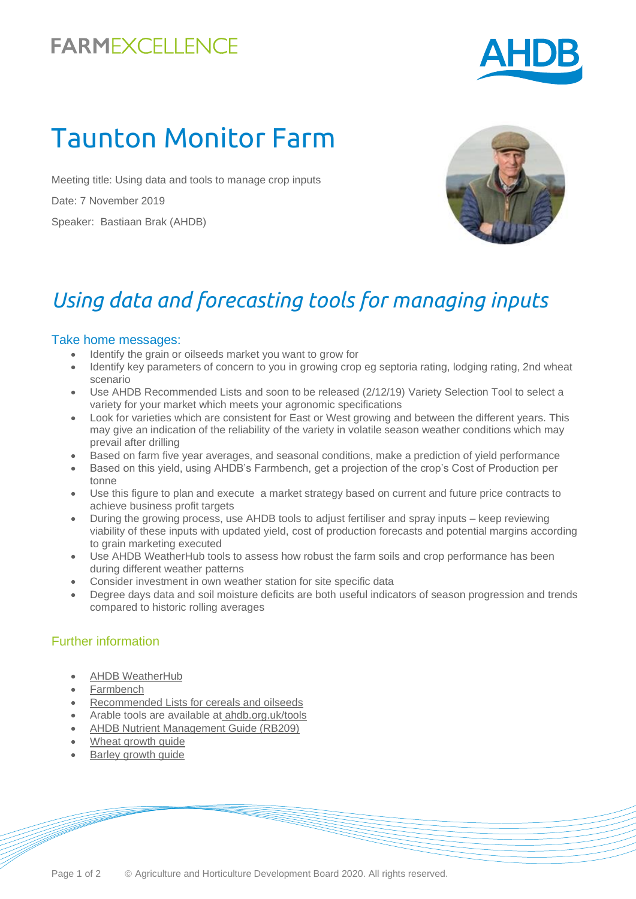FARMEXCELLENCE

AHDB

# Taunton Monitor Farm

Meeting title: Using data and tools to manage crop inputs

Date: 7 November 2019

Speaker: Bastiaan Brak (AHDB)

## *Using data and forecasting tools for managing inputs*

### Take home messages:

- Identify the grain or oilseeds market you want to grow for
- Identify key parameters of concern to you in growing crop eg septoria rating, lodging rating, 2nd wheat scenario
- Use AHDB Recommended Lists and soon to be released (2/12/19) Variety Selection Tool to select a variety for your market which meets your agronomic specifications
- Look for varieties which are consistent for East or West growing and between the different years. This may give an indication of the reliability of the variety in volatile season weather conditions which may prevail after drilling
- Based on farm five year averages, and seasonal conditions, make a prediction of yield performance
- Based on this yield, using AHDB's Farmbench, get a projection of the crop's Cost of Production per tonne
- Use this figure to plan and execute a market strategy based on current and future price contracts to achieve business profit targets
- During the growing process, use AHDB tools to adjust fertiliser and spray inputs – keep reviewing viability of these inputs with updated yield, cost of production forecasts and potential margins according to grain marketing executed
- Use AHDB WeatherHub tools to assess how robust the farm soils and crop performance has been during different weather patterns
- Consider investment in own weather station for site specific data
- Degree days data and soil moisture deficits are both useful indicators of season progression and trends compared to historic rolling averages

### Further information

- AHDB WeatherHub
- Farmbench
- Recommended Lists for cereals and oilseeds
- Arable tools are available at ahdb.org.uk/tools
- AHDB Nutrient Management Guide (RB209)
- Wheat growth guide
- Barley growth guide

© Agriculture and Horticulture Development Board 2020. All rights reserved.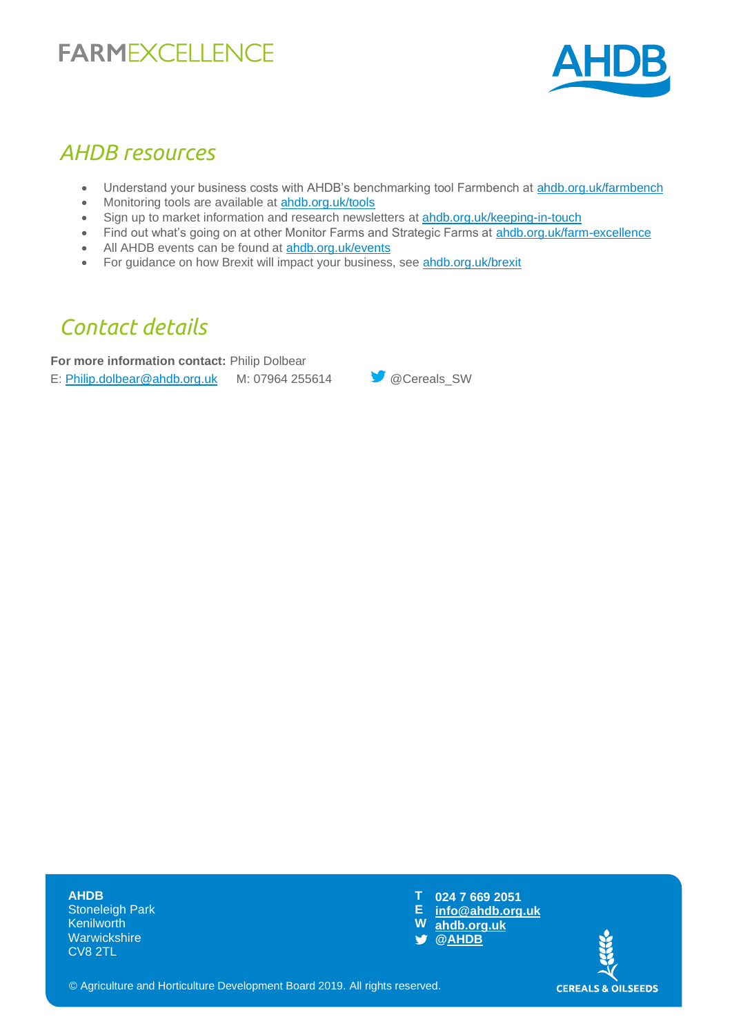FARMEXCELLENCE

AHDB

## AHDB resources

- Understand your business costs with AHDB's benchmarking tool Farmbench at ahdb.org.uk/farmbench
- Monitoring tools are available at ahdb.org.uk/tools
- Sign up to market information and research newsletters at ahdb.org.uk/keeping-in-touch
- Find out what's going on at other Monitor Farms and Strategic Farms at ahdb.org.uk/farm-excellence
- All AHDB events can be found at ahdb.org.uk/events
- For guidance on how Brexit will impact your business, see ahdb.org.uk/brexit

## Contact details

**For more information contact:** Philip Dolbear

E: Philip.dolbear@ahdb.org.uk M: 07964 255614 @Cereals_SW

**AHDB**
Stoneleigh Park
Kenilworth
Warwickshire
CV8 2TL

**T** **024 7 669 2051**
**E** **info@ahdb.org.uk**
**W** **ahdb.org.uk**
**@AHDB**

© Agriculture and Horticulture Development Board 2019. All rights reserved.

CEREALS & OILSEEDS